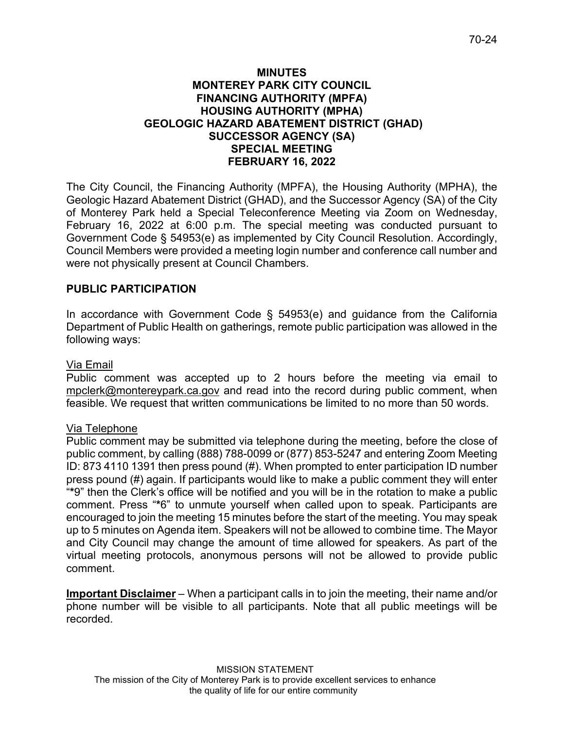# MINUTES
# MONTEREY PARK CITY COUNCIL
# FINANCING AUTHORITY (MPFA)
# HOUSING AUTHORITY (MPHA)
# GEOLOGIC HAZARD ABATEMENT DISTRICT (GHAD)
# SUCCESSOR AGENCY (SA)
# SPECIAL MEETING
# FEBRUARY 16, 2022

The City Council, the Financing Authority (MPFA), the Housing Authority (MPHA), the Geologic Hazard Abatement District (GHAD), and the Successor Agency (SA) of the City of Monterey Park held a Special Teleconference Meeting via Zoom on Wednesday, February 16, 2022 at 6:00 p.m. The special meeting was conducted pursuant to Government Code § 54953(e) as implemented by City Council Resolution. Accordingly, Council Members were provided a meeting login number and conference call number and were not physically present at Council Chambers.

## PUBLIC PARTICIPATION

In accordance with Government Code § 54953(e) and guidance from the California Department of Public Health on gatherings, remote public participation was allowed in the following ways:

Via Email

Public comment was accepted up to 2 hours before the meeting via email to mpclerk@montereypark.ca.gov and read into the record during public comment, when feasible. We request that written communications be limited to no more than 50 words.

Via Telephone

Public comment may be submitted via telephone during the meeting, before the close of public comment, by calling (888) 788-0099 or (877) 853-5247 and entering Zoom Meeting ID: 873 4110 1391 then press pound (#). When prompted to enter participation ID number press pound (#) again. If participants would like to make a public comment they will enter "*9" then the Clerk's office will be notified and you will be in the rotation to make a public comment. Press "*6" to unmute yourself when called upon to speak. Participants are encouraged to join the meeting 15 minutes before the start of the meeting. You may speak up to 5 minutes on Agenda item. Speakers will not be allowed to combine time. The Mayor and City Council may change the amount of time allowed for speakers. As part of the virtual meeting protocols, anonymous persons will not be allowed to provide public comment.

**Important Disclaimer** – When a participant calls in to join the meeting, their name and/or phone number will be visible to all participants. Note that all public meetings will be recorded.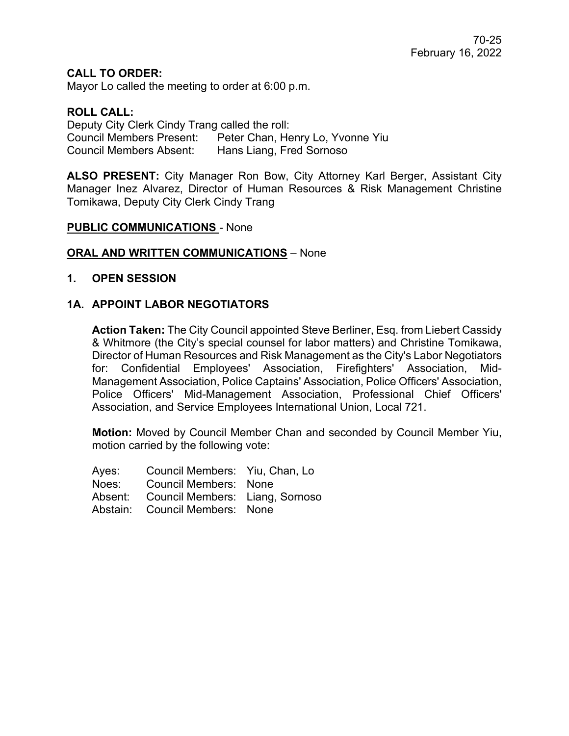**CALL TO ORDER:**
Mayor Lo called the meeting to order at 6:00 p.m.

**ROLL CALL:**
Deputy City Clerk Cindy Trang called the roll:
Council Members Present: Peter Chan, Henry Lo, Yvonne Yiu
Council Members Absent: Hans Liang, Fred Sornoso

**ALSO PRESENT:** City Manager Ron Bow, City Attorney Karl Berger, Assistant City Manager Inez Alvarez, Director of Human Resources & Risk Management Christine Tomikawa, Deputy City Clerk Cindy Trang

**PUBLIC COMMUNICATIONS** - None

**ORAL AND WRITTEN COMMUNICATIONS** – None

## 1. OPEN SESSION

### 1A. APPOINT LABOR NEGOTIATORS

**Action Taken:** The City Council appointed Steve Berliner, Esq. from Liebert Cassidy & Whitmore (the City's special counsel for labor matters) and Christine Tomikawa, Director of Human Resources and Risk Management as the City's Labor Negotiators for: Confidential Employees' Association, Firefighters' Association, Mid-Management Association, Police Captains' Association, Police Officers' Association, Police Officers' Mid-Management Association, Professional Chief Officers' Association, and Service Employees International Union, Local 721.

**Motion:** Moved by Council Member Chan and seconded by Council Member Yiu, motion carried by the following vote:

| | | |
|---|---|---|
| Ayes: | Council Members: | Yiu, Chan, Lo |
| Noes: | Council Members: | None |
| Absent: | Council Members: | Liang, Sornoso |
| Abstain: | Council Members: | None |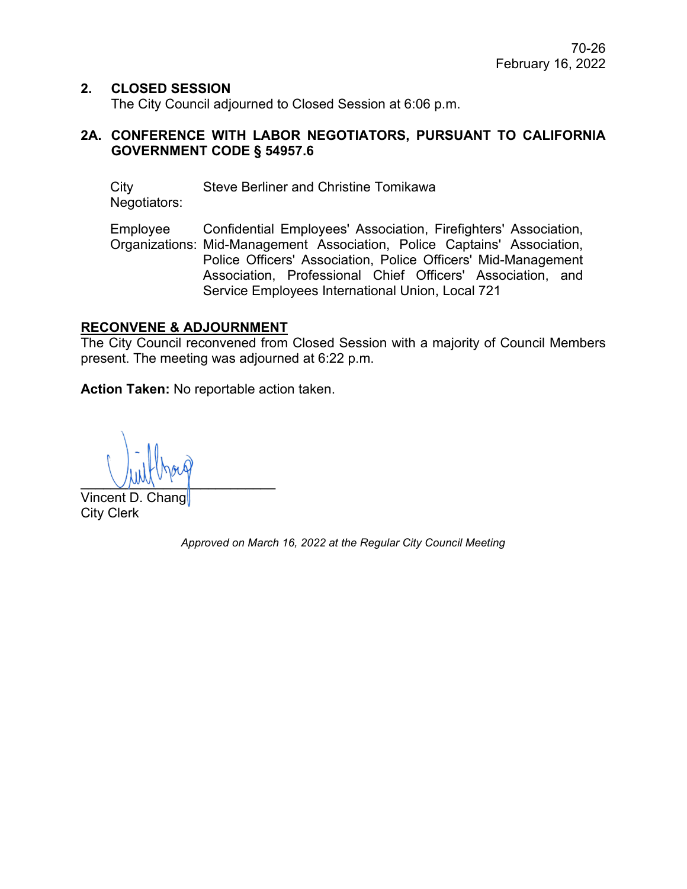## 2. CLOSED SESSION

The City Council adjourned to Closed Session at 6:06 p.m.

## 2A. CONFERENCE WITH LABOR NEGOTIATORS, PURSUANT TO CALIFORNIA GOVERNMENT CODE § 54957.6

| | |
|---|---|
| City Negotiators: | Steve Berliner and Christine Tomikawa |
| Employee Organizations: | Confidential Employees' Association, Firefighters' Association, Mid-Management Association, Police Captains' Association, Police Officers' Association, Police Officers' Mid-Management Association, Professional Chief Officers' Association, and Service Employees International Union, Local 721 |

## RECONVENE & ADJOURNMENT

The City Council reconvened from Closed Session with a majority of Council Members present. The meeting was adjourned at 6:22 p.m.

**Action Taken:** No reportable action taken.

Vincent D. Chang
City Clerk

*Approved on March 16, 2022 at the Regular City Council Meeting*